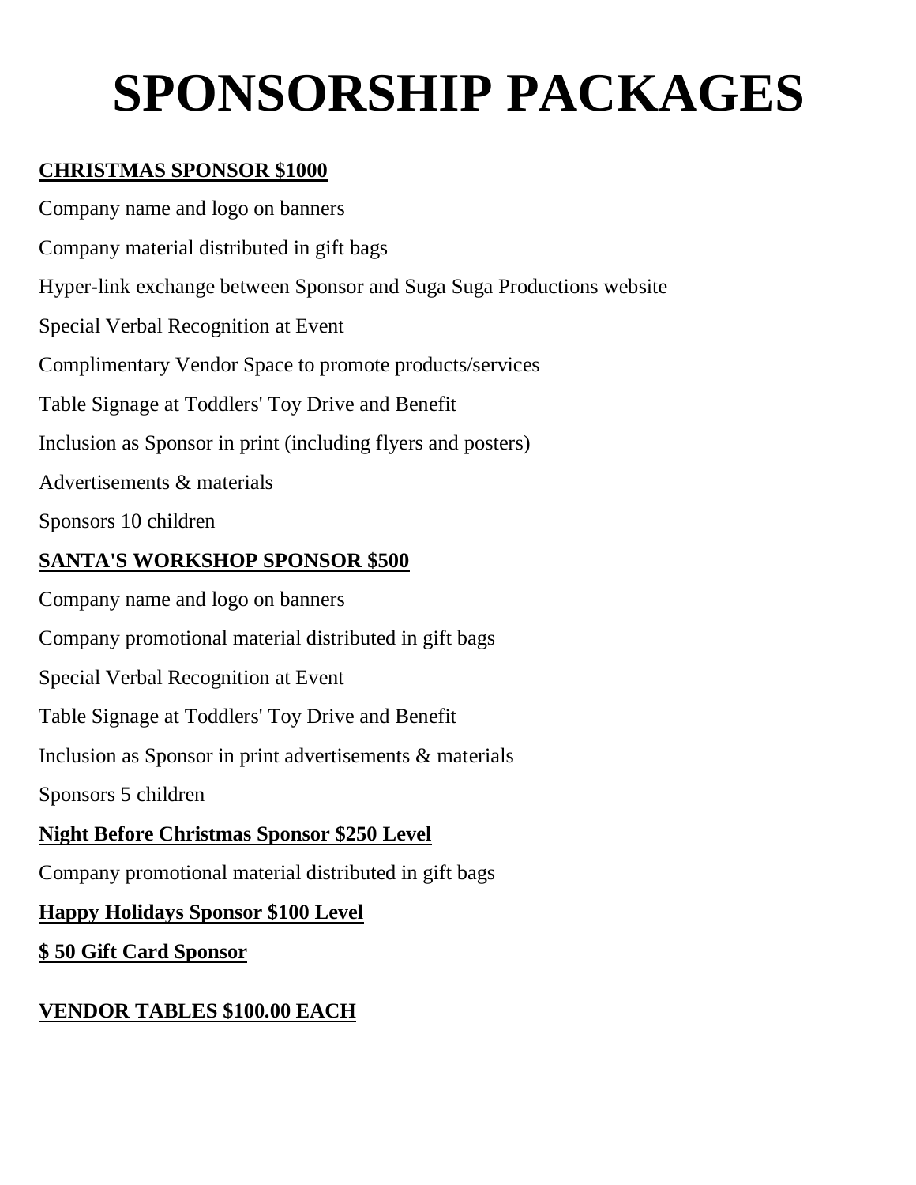# SPONSORSHIP PACKAGES

**CHRISTMAS SPONSOR $1000**

Company name and logo on banners

Company material distributed in gift bags

Hyper-link exchange between Sponsor and Suga Suga Productions website

Special Verbal Recognition at Event

Complimentary Vendor Space to promote products/services

Table Signage at Toddlers' Toy Drive and Benefit

Inclusion as Sponsor in print (including flyers and posters)

Advertisements & materials

Sponsors 10 children

**SANTA'S WORKSHOP SPONSOR $500**

Company name and logo on banners

Company promotional material distributed in gift bags

Special Verbal Recognition at Event

Table Signage at Toddlers' Toy Drive and Benefit

Inclusion as Sponsor in print advertisements & materials

Sponsors 5 children

**Night Before Christmas Sponsor $250 Level**

Company promotional material distributed in gift bags

**Happy Holidays Sponsor $100 Level**

**$ 50 Gift Card Sponsor**

**VENDOR TABLES $100.00 EACH**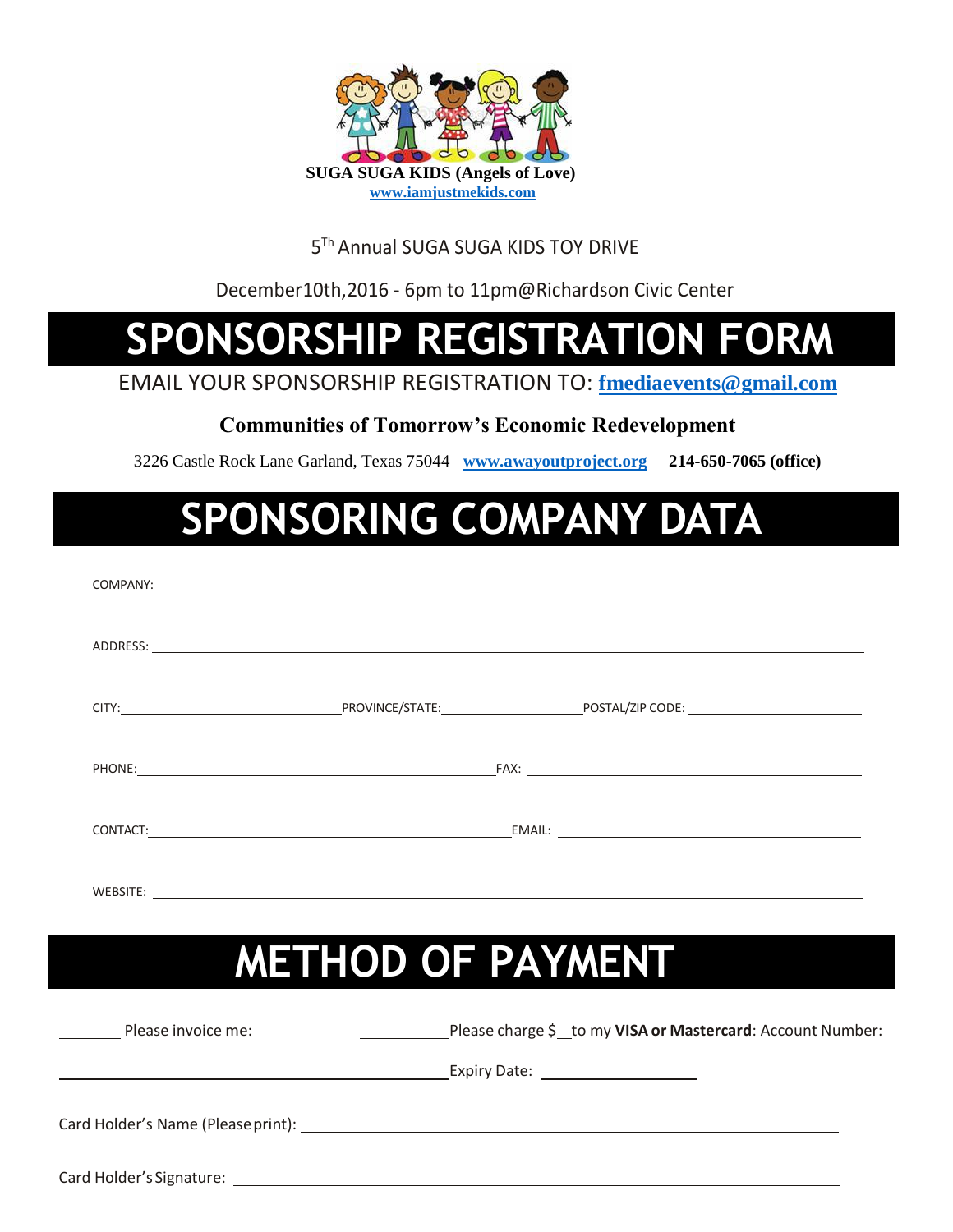**SUGA SUGA KIDS (Angels of Love)**
**www.iamjustmekids.com**

5Th Annual SUGA SUGA KIDS TOY DRIVE

December10th,2016 - 6pm to 11pm@Richardson Civic Center

# SPONSORSHIP REGISTRATION FORM

EMAIL YOUR SPONSORSHIP REGISTRATION TO: **fmediaevents@gmail.com**

**Communities of Tomorrow's Economic Redevelopment**

3226 Castle Rock Lane Garland, Texas 75044 **www.awayoutproject.org** **214-650-7065 (office)**

# SPONSORING COMPANY DATA

COMPANY: ____________________________________________

ADDRESS: ____________________________________________

CITY: ______________ PROVINCE/STATE: ______________ POSTAL/ZIP CODE: ______________

PHONE: ______________________ FAX: ______________________

CONTACT: ______________________ EMAIL: ______________________

WEBSITE: ____________________________________________

# METHOD OF PAYMENT

_______ Please invoice me: _________ Please charge $__ to my **VISA or Mastercard**: Account Number:

____________________________________ Expiry Date: ______________

Card Holder's Name (Please print): ____________________________________________

Card Holder's Signature: ____________________________________________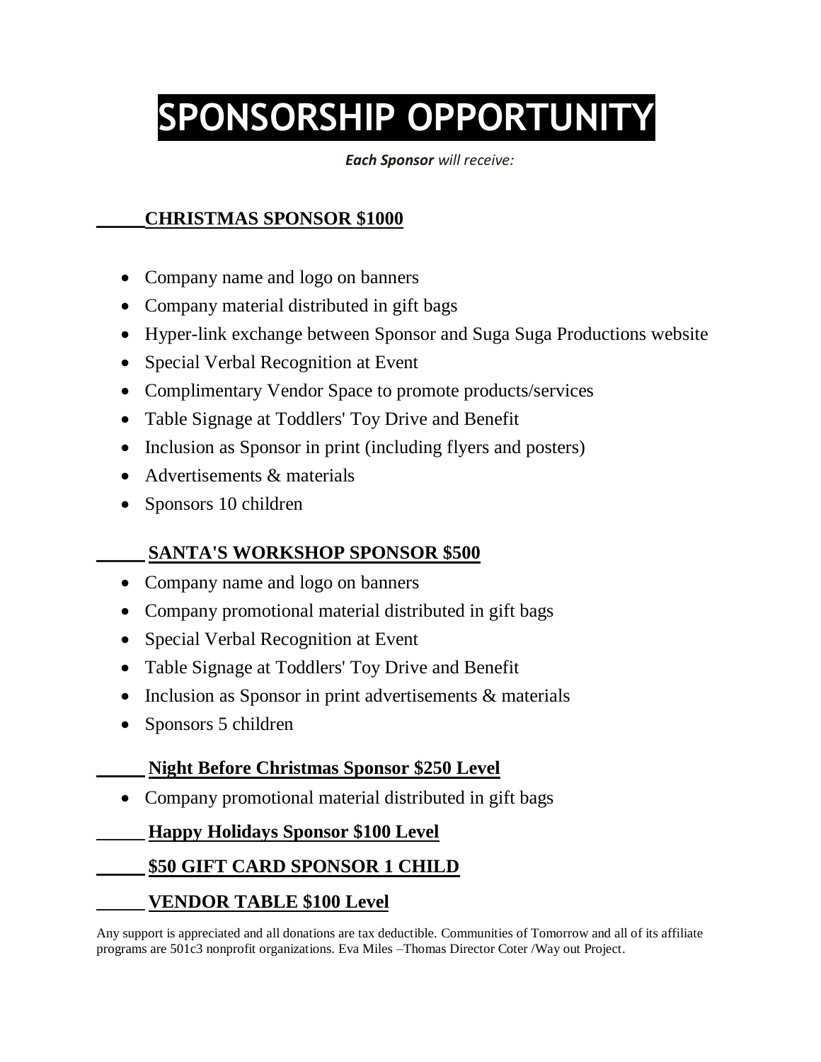# SPONSORSHIP OPPORTUNITY

***Each Sponsor** will receive:*

## _____CHRISTMAS SPONSOR $1000

- Company name and logo on banners
- Company material distributed in gift bags
- Hyper-link exchange between Sponsor and Suga Suga Productions website
- Special Verbal Recognition at Event
- Complimentary Vendor Space to promote products/services
- Table Signage at Toddlers' Toy Drive and Benefit
- Inclusion as Sponsor in print (including flyers and posters)
- Advertisements & materials
- Sponsors 10 children

## _____ SANTA'S WORKSHOP SPONSOR $500

- Company name and logo on banners
- Company promotional material distributed in gift bags
- Special Verbal Recognition at Event
- Table Signage at Toddlers' Toy Drive and Benefit
- Inclusion as Sponsor in print advertisements & materials
- Sponsors 5 children

## _____ Night Before Christmas Sponsor $250 Level

- Company promotional material distributed in gift bags

## _____ Happy Holidays Sponsor $100 Level

## _____ $50 GIFT CARD SPONSOR 1 CHILD

## _____ VENDOR TABLE $100 Level

Any support is appreciated and all donations are tax deductible. Communities of Tomorrow and all of its affiliate programs are 501c3 nonprofit organizations. Eva Miles –Thomas Director Coter /Way out Project.